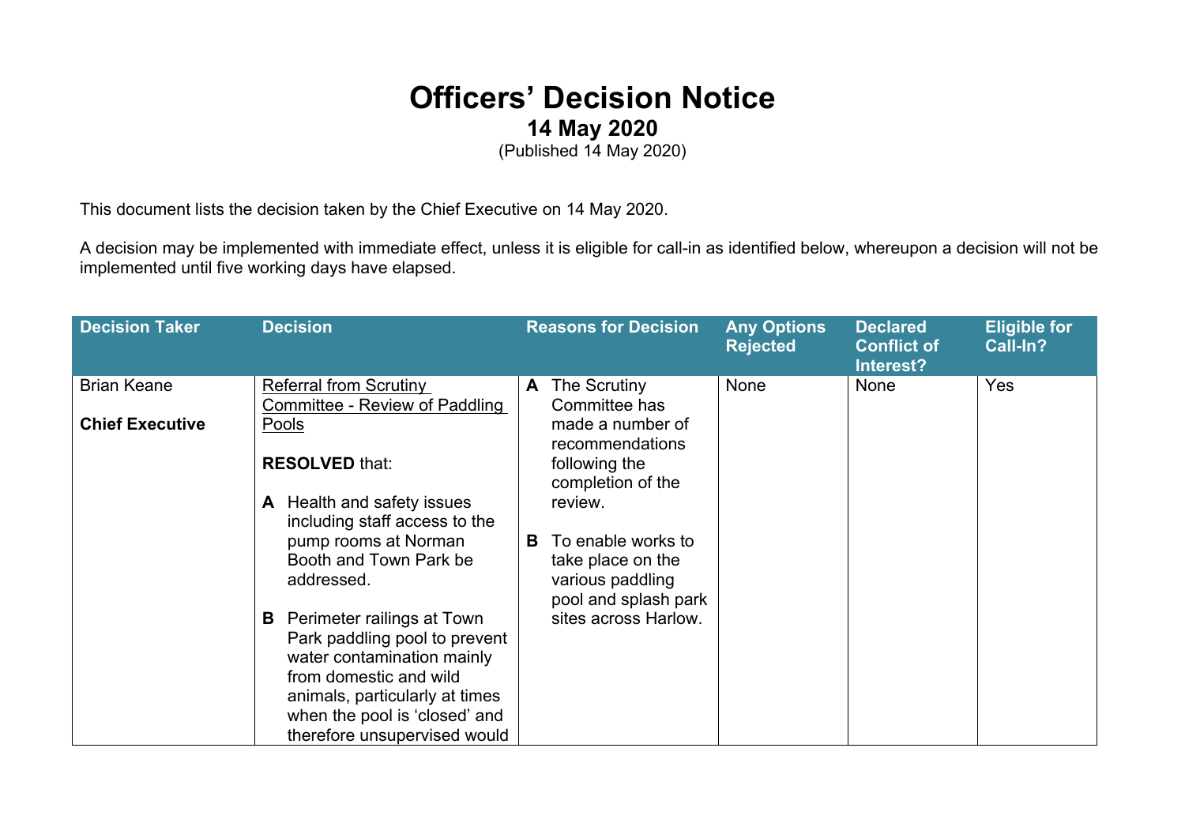# Officers' Decision Notice

## 14 May 2020

(Published 14 May 2020)

This document lists the decision taken by the Chief Executive on 14 May 2020.

A decision may be implemented with immediate effect, unless it is eligible for call-in as identified below, whereupon a decision will not be implemented until five working days have elapsed.

| Decision Taker | Decision | Reasons for Decision | Any Options Rejected | Declared Conflict of Interest? | Eligible for Call-In? |
|---|---|---|---|---|---|
| Brian Keane<br><br>**Chief Executive** | Referral from Scrutiny Committee - Review of Paddling Pools<br><br>**RESOLVED** that:<br><br>**A** Health and safety issues including staff access to the pump rooms at Norman Booth and Town Park be addressed.<br><br>**B** Perimeter railings at Town Park paddling pool to prevent water contamination mainly from domestic and wild animals, particularly at times when the pool is 'closed' and therefore unsupervised would | **A** The Scrutiny Committee has made a number of recommendations following the completion of the review.<br><br>**B** To enable works to take place on the various paddling pool and splash park sites across Harlow. | None | None | Yes |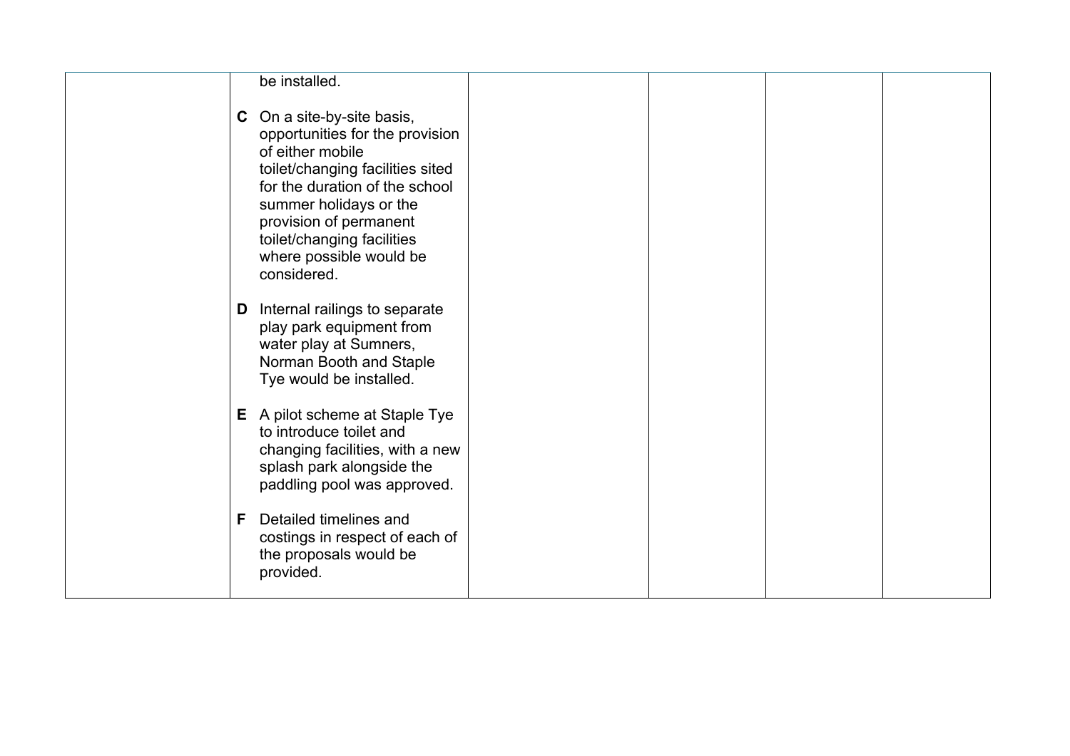| | | | | | |
|---|---|---|---|---|---|
| | be installed.<br><br>**C** On a site-by-site basis, opportunities for the provision of either mobile toilet/changing facilities sited for the duration of the school summer holidays or the provision of permanent toilet/changing facilities where possible would be considered.<br><br>**D** Internal railings to separate play park equipment from water play at Sumners, Norman Booth and Staple Tye would be installed.<br><br>**E** A pilot scheme at Staple Tye to introduce toilet and changing facilities, with a new splash park alongside the paddling pool was approved.<br><br>**F** Detailed timelines and costings in respect of each of the proposals would be provided. | | | | |